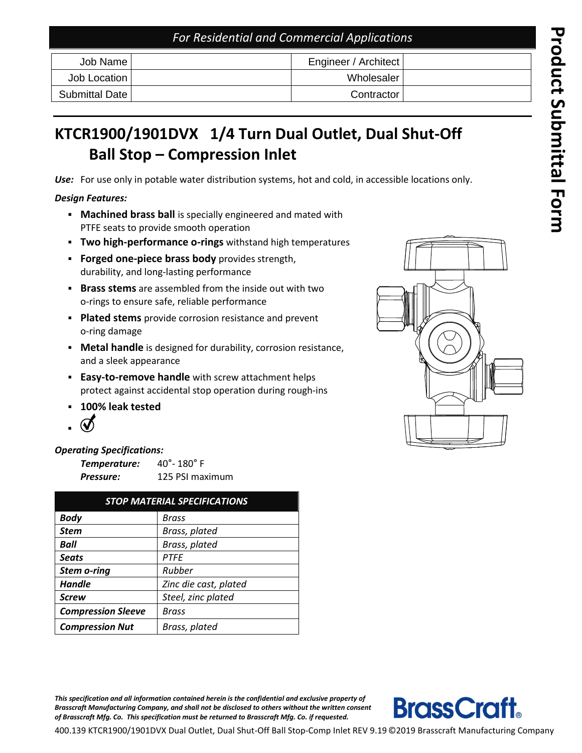*For Residential and Commercial Applications*

| Job Name | | Engineer / Architect | |
|---|---|---|---|
| Job Location | | Wholesaler | |
| Submittal Date | | Contractor | |

**Product Submittal Form**

# KTCR1900/1901DVX 1/4 Turn Dual Outlet, Dual Shut-Off Ball Stop – Compression Inlet

***Use:*** For use only in potable water distribution systems, hot and cold, in accessible locations only.

***Design Features:***

- **Machined brass ball** is specially engineered and mated with PTFE seats to provide smooth operation
- **Two high-performance o-rings** withstand high temperatures
- **Forged one-piece brass body** provides strength, durability, and long-lasting performance
- **Brass stems** are assembled from the inside out with two o-rings to ensure safe, reliable performance
- **Plated stems** provide corrosion resistance and prevent o-ring damage
- **Metal handle** is designed for durability, corrosion resistance, and a sleek appearance
- **Easy-to-remove handle** with screw attachment helps protect against accidental stop operation during rough-ins
- **100% leak tested**
-

***Operating Specifications:***

***Temperature:*** 40°- 180° F
***Pressure:*** 125 PSI maximum

| *STOP MATERIAL SPECIFICATIONS* | |
|---|---|
| ***Body*** | *Brass* |
| ***Stem*** | *Brass, plated* |
| ***Ball*** | *Brass, plated* |
| ***Seats*** | *PTFE* |
| ***Stem o-ring*** | *Rubber* |
| ***Handle*** | *Zinc die cast, plated* |
| ***Screw*** | *Steel, zinc plated* |
| ***Compression Sleeve*** | *Brass* |
| ***Compression Nut*** | *Brass, plated* |

***This specification and all information contained herein is the confidential and exclusive property of Brasscraft Manufacturing Company, and shall not be disclosed to others without the written consent of Brasscraft Mfg. Co. This specification must be returned to Brasscraft Mfg. Co. if requested.***

BrassCraft®

400.139 KTCR1900/1901DVX Dual Outlet, Dual Shut-Off Ball Stop-Comp Inlet REV 9.19 ©2019 Brasscraft Manufacturing Company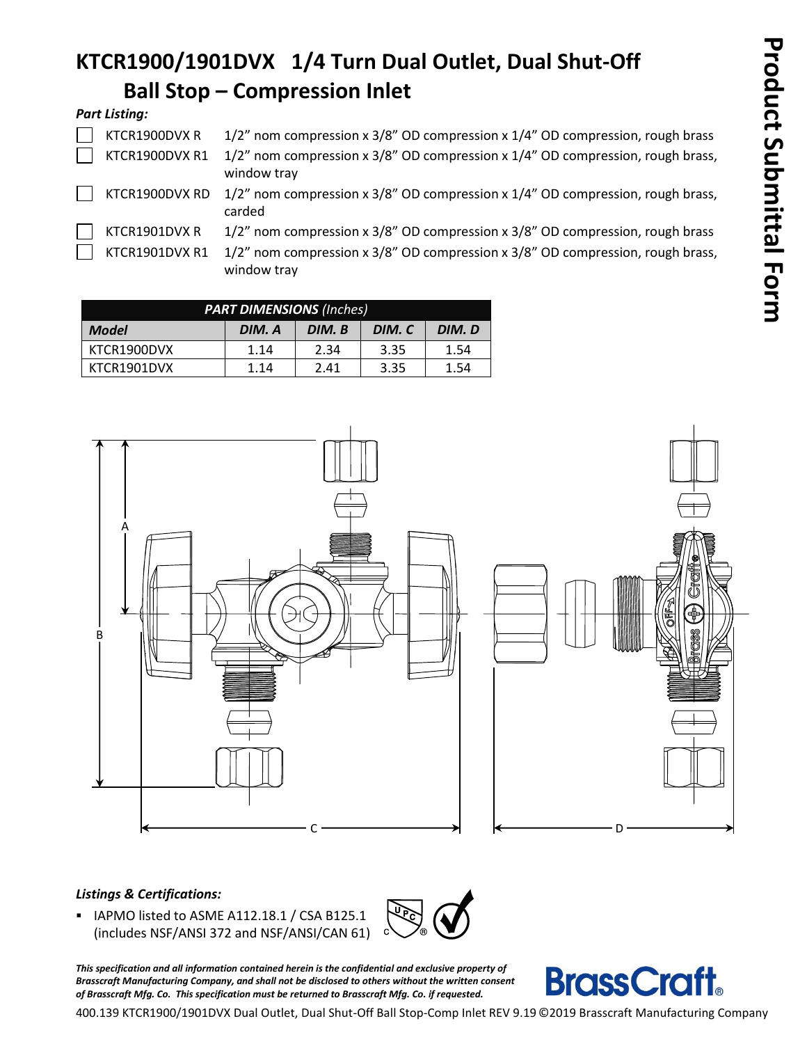# KTCR1900/1901DVX 1/4 Turn Dual Outlet, Dual Shut-Off Ball Stop – Compression Inlet

*Part Listing:*

- ☐ KTCR1900DVX R — 1/2" nom compression x 3/8" OD compression x 1/4" OD compression, rough brass
- ☐ KTCR1900DVX R1 — 1/2" nom compression x 3/8" OD compression x 1/4" OD compression, rough brass, window tray
- ☐ KTCR1900DVX RD — 1/2" nom compression x 3/8" OD compression x 1/4" OD compression, rough brass, carded
- ☐ KTCR1901DVX R — 1/2" nom compression x 3/8" OD compression x 3/8" OD compression, rough brass
- ☐ KTCR1901DVX R1 — 1/2" nom compression x 3/8" OD compression x 3/8" OD compression, rough brass, window tray

| ***PART DIMENSIONS*** *(Inches)* | | | | |
|---|---|---|---|---|
| ***Model*** | ***DIM. A*** | ***DIM. B*** | ***DIM. C*** | ***DIM. D*** |
| KTCR1900DVX | 1.14 | 2.34 | 3.35 | 1.54 |
| KTCR1901DVX | 1.14 | 2.41 | 3.35 | 1.54 |

A

B

C

D

*Listings & Certifications:*

- IAPMO listed to ASME A112.18.1 / CSA B125.1 (includes NSF/ANSI 372 and NSF/ANSI/CAN 61)

***This specification and all information contained herein is the confidential and exclusive property of Brasscraft Manufacturing Company, and shall not be disclosed to others without the written consent of Brasscraft Mfg. Co. This specification must be returned to Brasscraft Mfg. Co. if requested.***

BrassCraft®

400.139 KTCR1900/1901DVX Dual Outlet, Dual Shut-Off Ball Stop-Comp Inlet REV 9.19 ©2019 Brasscraft Manufacturing Company